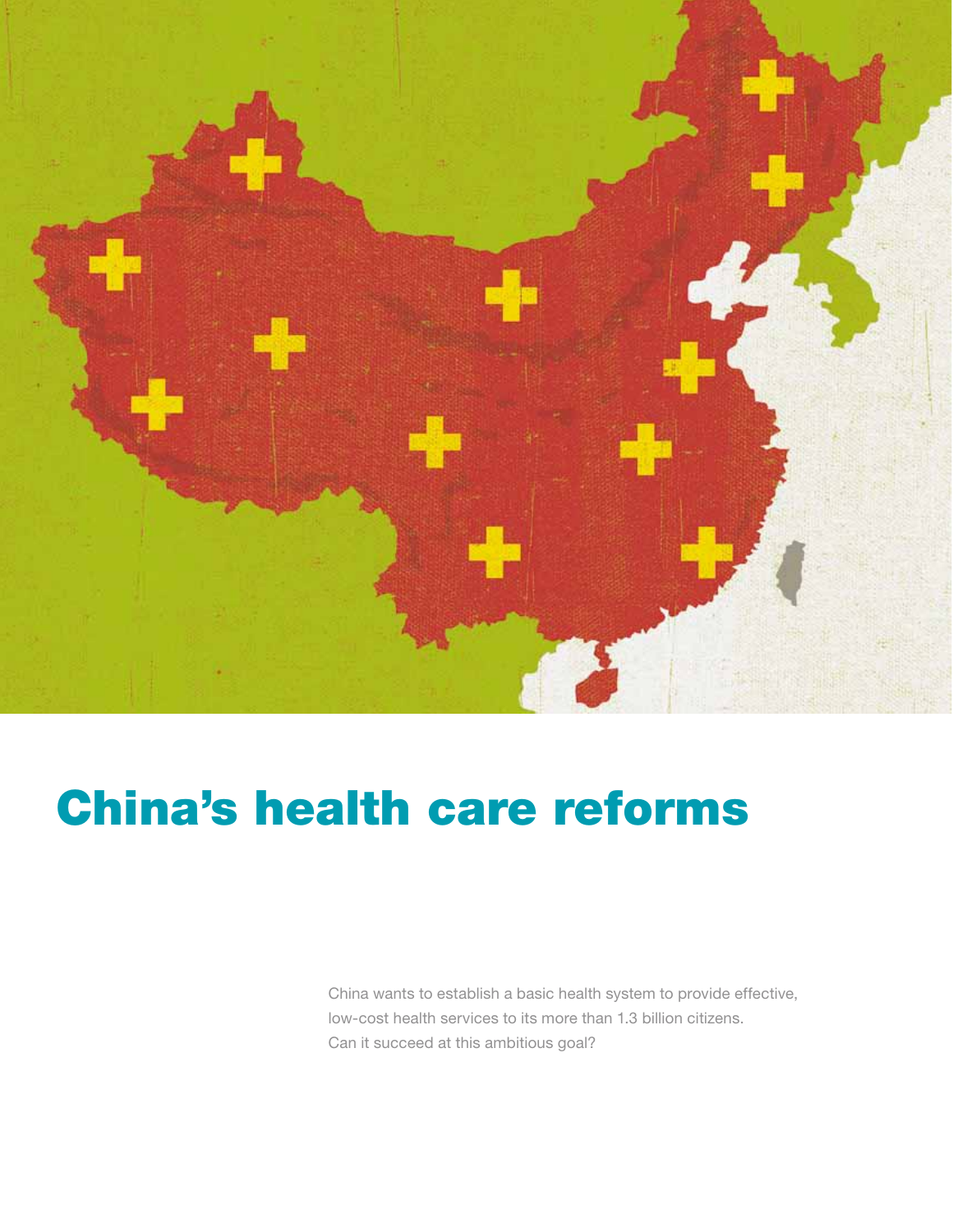# China's health care reforms

China wants to establish a basic health system to provide effective, low-cost health services to its more than 1.3 billion citizens. Can it succeed at this ambitious goal?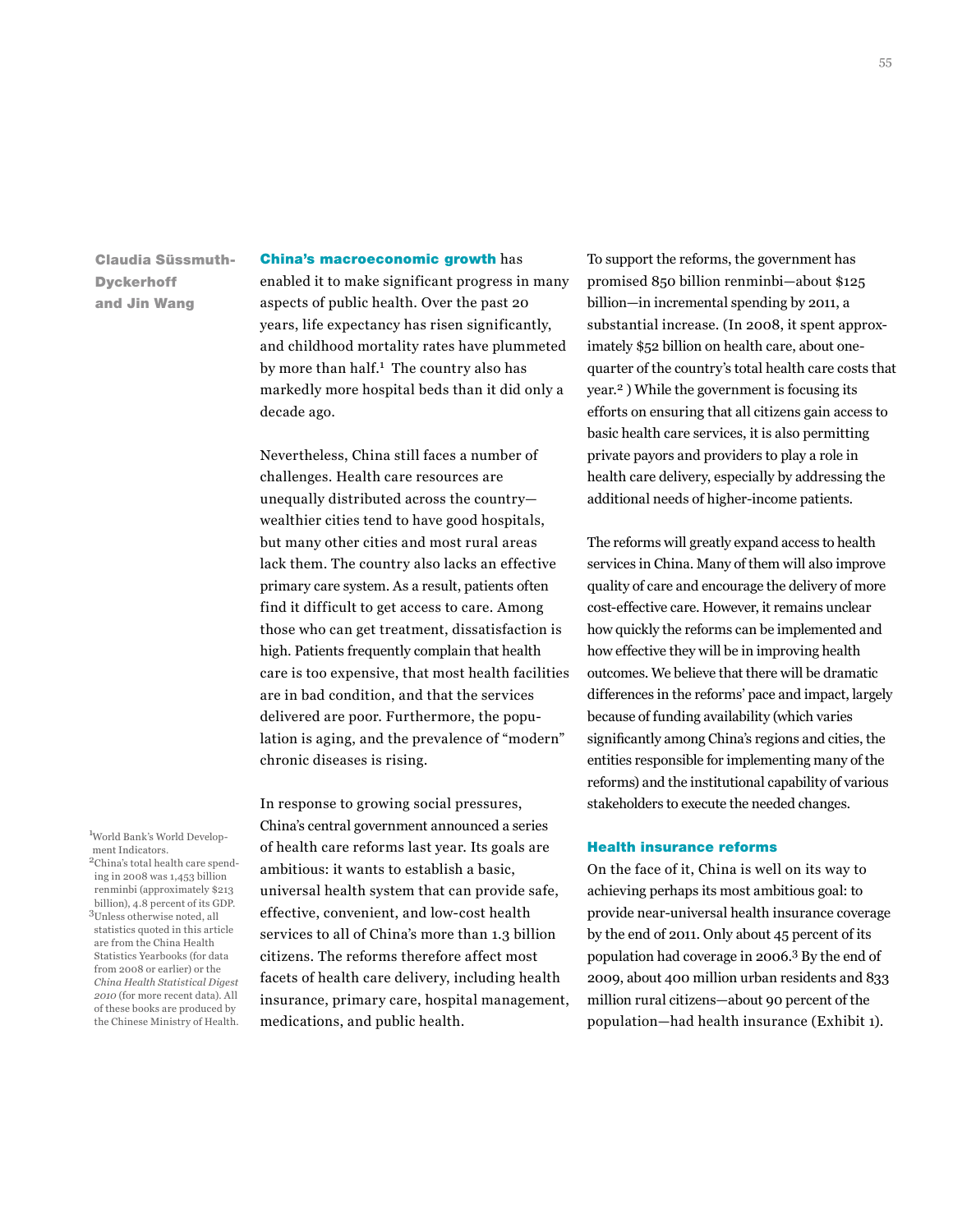Claudia Süssmuth-Dyckerhoff and Jin Wang

**China's macroeconomic growth** has enabled it to make significant progress in many aspects of public health. Over the past 20 years, life expectancy has risen significantly, and childhood mortality rates have plummeted by more than half.[1] The country also has markedly more hospital beds than it did only a decade ago.

Nevertheless, China still faces a number of challenges. Health care resources are unequally distributed across the country—wealthier cities tend to have good hospitals, but many other cities and most rural areas lack them. The country also lacks an effective primary care system. As a result, patients often find it difficult to get access to care. Among those who can get treatment, dissatisfaction is high. Patients frequently complain that health care is too expensive, that most health facilities are in bad condition, and that the services delivered are poor. Furthermore, the population is aging, and the prevalence of "modern" chronic diseases is rising.

In response to growing social pressures, China's central government announced a series of health care reforms last year. Its goals are ambitious: it wants to establish a basic, universal health system that can provide safe, effective, convenient, and low-cost health services to all of China's more than 1.3 billion citizens. The reforms therefore affect most facets of health care delivery, including health insurance, primary care, hospital management, medications, and public health.

To support the reforms, the government has promised 850 billion renminbi—about $125 billion—in incremental spending by 2011, a substantial increase. (In 2008, it spent approximately $52 billion on health care, about one-quarter of the country's total health care costs that year.[2] ) While the government is focusing its efforts on ensuring that all citizens gain access to basic health care services, it is also permitting private payors and providers to play a role in health care delivery, especially by addressing the additional needs of higher-income patients.

The reforms will greatly expand access to health services in China. Many of them will also improve quality of care and encourage the delivery of more cost-effective care. However, it remains unclear how quickly the reforms can be implemented and how effective they will be in improving health outcomes. We believe that there will be dramatic differences in the reforms' pace and impact, largely because of funding availability (which varies significantly among China's regions and cities, the entities responsible for implementing many of the reforms) and the institutional capability of various stakeholders to execute the needed changes.

## Health insurance reforms

On the face of it, China is well on its way to achieving perhaps its most ambitious goal: to provide near-universal health insurance coverage by the end of 2011. Only about 45 percent of its population had coverage in 2006.[3] By the end of 2009, about 400 million urban residents and 833 million rural citizens—about 90 percent of the population—had health insurance (Exhibit 1).

[1] World Bank's World Development Indicators.

[2] China's total health care spending in 2008 was 1,453 billion renminbi (approximately $213 billion), 4.8 percent of its GDP.

[3] Unless otherwise noted, all statistics quoted in this article are from the China Health Statistics Yearbooks (for data from 2008 or earlier) or the *China Health Statistical Digest 2010* (for more recent data). All of these books are produced by the Chinese Ministry of Health.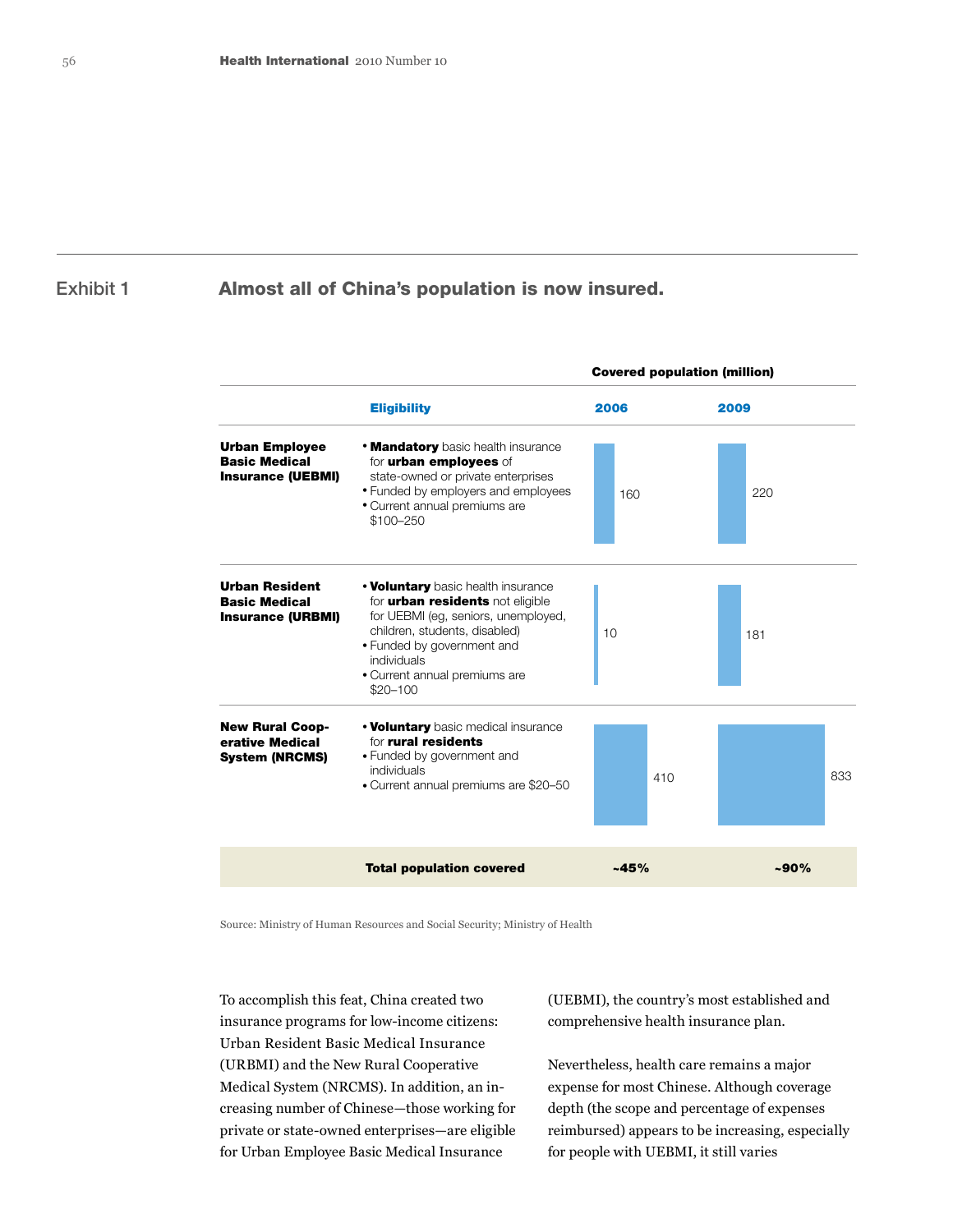Exhibit 1

## Almost all of China's population is now insured.

| | Eligibility | Covered population (million) 2006 | 2009 |
|---|---|---|---|
| **Urban Employee Basic Medical Insurance (UEBMI)** | • **Mandatory** basic health insurance for **urban employees** of state-owned or private enterprises<br>• Funded by employers and employees<br>• Current annual premiums are $100–250 | 160 | 220 |
| **Urban Resident Basic Medical Insurance (URBMI)** | • **Voluntary** basic health insurance for **urban residents** not eligible for UEBMI (eg, seniors, unemployed, children, students, disabled)<br>• Funded by government and individuals<br>• Current annual premiums are $20–100 | 10 | 181 |
| **New Rural Cooperative Medical System (NRCMS)** | • **Voluntary** basic medical insurance for **rural residents**<br>• Funded by government and individuals<br>• Current annual premiums are $20–50 | 410 | 833 |
| | **Total population covered** | **~45%** | **~90%** |

Source: Ministry of Human Resources and Social Security; Ministry of Health

To accomplish this feat, China created two insurance programs for low-income citizens: Urban Resident Basic Medical Insurance (URBMI) and the New Rural Cooperative Medical System (NRCMS). In addition, an increasing number of Chinese—those working for private or state-owned enterprises—are eligible for Urban Employee Basic Medical Insurance (UEBMI), the country's most established and comprehensive health insurance plan.

Nevertheless, health care remains a major expense for most Chinese. Although coverage depth (the scope and percentage of expenses reimbursed) appears to be increasing, especially for people with UEBMI, it still varies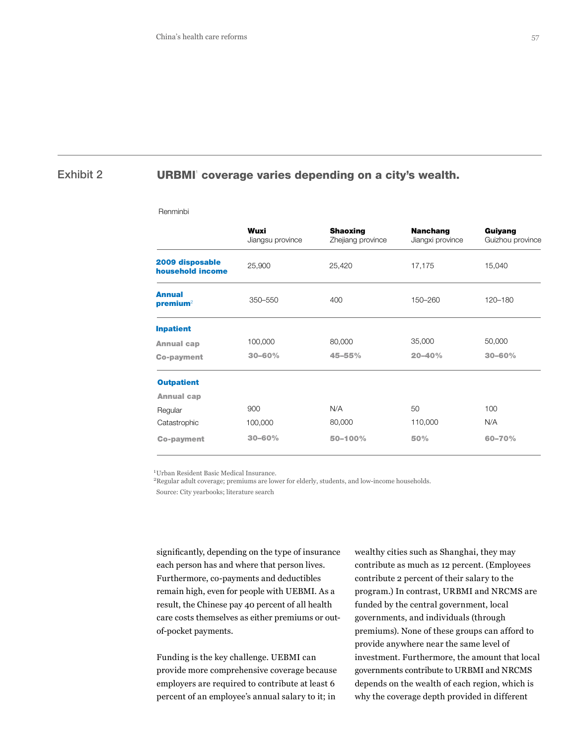## Exhibit 2

### URBMI[1] coverage varies depending on a city's wealth.

Renminbi

| | **Wuxi** Jiangsu province | **Shaoxing** Zhejiang province | **Nanchang** Jiangxi province | **Guiyang** Guizhou province |
|---|---|---|---|---|
| **2009 disposable household income** | 25,900 | 25,420 | 17,175 | 15,040 |
| **Annual premium**[2] | 350–550 | 400 | 150–260 | 120–180 |
| **Inpatient** | | | | |
| **Annual cap** | 100,000 | 80,000 | 35,000 | 50,000 |
| **Co-payment** | **30–60%** | **45–55%** | **20–40%** | **30–60%** |
| **Outpatient** | | | | |
| **Annual cap** | | | | |
| Regular | 900 | N/A | 50 | 100 |
| Catastrophic | 100,000 | 80,000 | 110,000 | N/A |
| **Co-payment** | **30–60%** | **50–100%** | **50%** | **60–70%** |

[1]Urban Resident Basic Medical Insurance.
[2]Regular adult coverage; premiums are lower for elderly, students, and low-income households.
Source: City yearbooks; literature search

significantly, depending on the type of insurance each person has and where that person lives. Furthermore, co-payments and deductibles remain high, even for people with UEBMI. As a result, the Chinese pay 40 percent of all health care costs themselves as either premiums or out-of-pocket payments.

Funding is the key challenge. UEBMI can provide more comprehensive coverage because employers are required to contribute at least 6 percent of an employee's annual salary to it; in wealthy cities such as Shanghai, they may contribute as much as 12 percent. (Employees contribute 2 percent of their salary to the program.) In contrast, URBMI and NRCMS are funded by the central government, local governments, and individuals (through premiums). None of these groups can afford to provide anywhere near the same level of investment. Furthermore, the amount that local governments contribute to URBMI and NRCMS depends on the wealth of each region, which is why the coverage depth provided in different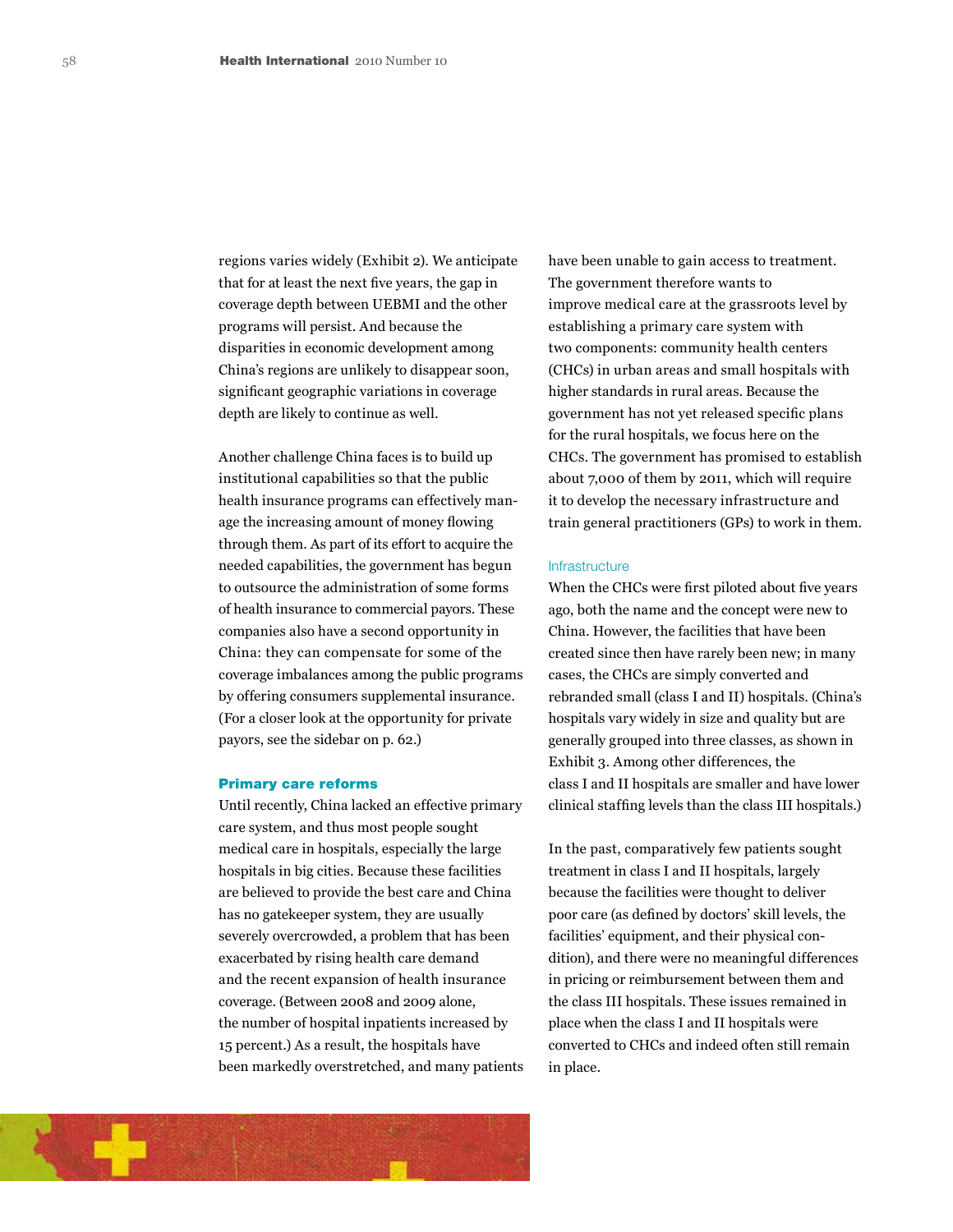regions varies widely (Exhibit 2). We anticipate that for at least the next five years, the gap in coverage depth between UEBMI and the other programs will persist. And because the disparities in economic development among China's regions are unlikely to disappear soon, significant geographic variations in coverage depth are likely to continue as well.

Another challenge China faces is to build up institutional capabilities so that the public health insurance programs can effectively manage the increasing amount of money flowing through them. As part of its effort to acquire the needed capabilities, the government has begun to outsource the administration of some forms of health insurance to commercial payors. These companies also have a second opportunity in China: they can compensate for some of the coverage imbalances among the public programs by offering consumers supplemental insurance. (For a closer look at the opportunity for private payors, see the sidebar on p. 62.)

## Primary care reforms

Until recently, China lacked an effective primary care system, and thus most people sought medical care in hospitals, especially the large hospitals in big cities. Because these facilities are believed to provide the best care and China has no gatekeeper system, they are usually severely overcrowded, a problem that has been exacerbated by rising health care demand and the recent expansion of health insurance coverage. (Between 2008 and 2009 alone, the number of hospital inpatients increased by 15 percent.) As a result, the hospitals have been markedly overstretched, and many patients have been unable to gain access to treatment. The government therefore wants to improve medical care at the grassroots level by establishing a primary care system with two components: community health centers (CHCs) in urban areas and small hospitals with higher standards in rural areas. Because the government has not yet released specific plans for the rural hospitals, we focus here on the CHCs. The government has promised to establish about 7,000 of them by 2011, which will require it to develop the necessary infrastructure and train general practitioners (GPs) to work in them.

### Infrastructure

When the CHCs were first piloted about five years ago, both the name and the concept were new to China. However, the facilities that have been created since then have rarely been new; in many cases, the CHCs are simply converted and rebranded small (class I and II) hospitals. (China's hospitals vary widely in size and quality but are generally grouped into three classes, as shown in Exhibit 3. Among other differences, the class I and II hospitals are smaller and have lower clinical staffing levels than the class III hospitals.)

In the past, comparatively few patients sought treatment in class I and II hospitals, largely because the facilities were thought to deliver poor care (as defined by doctors' skill levels, the facilities' equipment, and their physical condition), and there were no meaningful differences in pricing or reimbursement between them and the class III hospitals. These issues remained in place when the class I and II hospitals were converted to CHCs and indeed often still remain in place.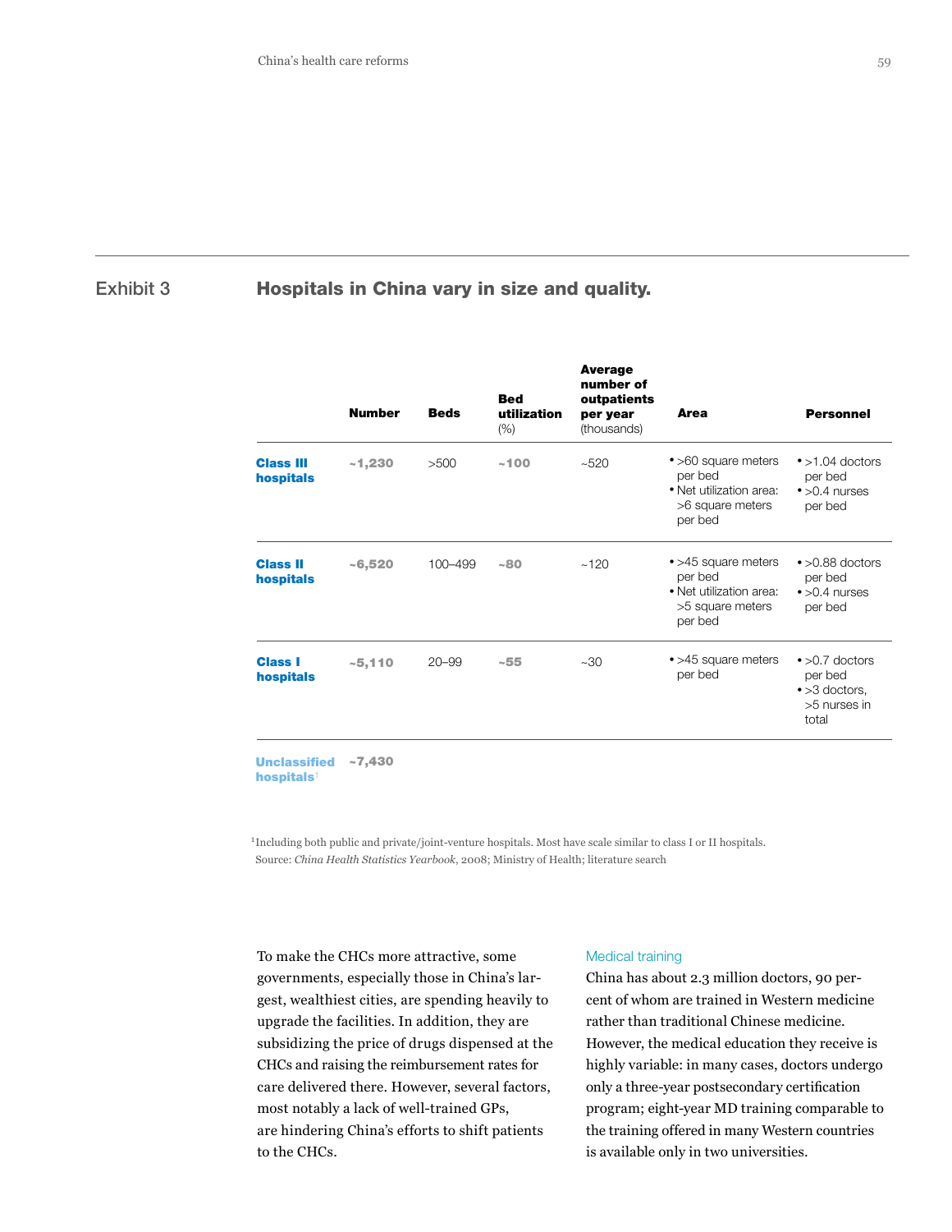Exhibit 3

## Hospitals in China vary in size and quality.

| | Number | Beds | Bed utilization (%) | Average number of outpatients per year (thousands) | Area | Personnel |
|---|---|---|---|---|---|---|
| **Class III hospitals** | ~1,230 | >500 | ~100 | ~520 | • >60 square meters per bed<br>• Net utilization area: >6 square meters per bed | • >1.04 doctors per bed<br>• >0.4 nurses per bed |
| **Class II hospitals** | ~6,520 | 100–499 | ~80 | ~120 | • >45 square meters per bed<br>• Net utilization area: >5 square meters per bed | • >0.88 doctors per bed<br>• >0.4 nurses per bed |
| **Class I hospitals** | ~5,110 | 20–99 | ~55 | ~30 | • >45 square meters per bed | • >0.7 doctors per bed<br>• >3 doctors, >5 nurses in total |
| **Unclassified hospitals**[1] | ~7,430 | | | | | |

[1]Including both public and private/joint-venture hospitals. Most have scale similar to class I or II hospitals.
Source: *China Health Statistics Yearbook*, 2008; Ministry of Health; literature search

To make the CHCs more attractive, some governments, especially those in China's largest, wealthiest cities, are spending heavily to upgrade the facilities. In addition, they are subsidizing the price of drugs dispensed at the CHCs and raising the reimbursement rates for care delivered there. However, several factors, most notably a lack of well-trained GPs, are hindering China's efforts to shift patients to the CHCs.

### Medical training

China has about 2.3 million doctors, 90 percent of whom are trained in Western medicine rather than traditional Chinese medicine. However, the medical education they receive is highly variable: in many cases, doctors undergo only a three-year postsecondary certification program; eight-year MD training comparable to the training offered in many Western countries is available only in two universities.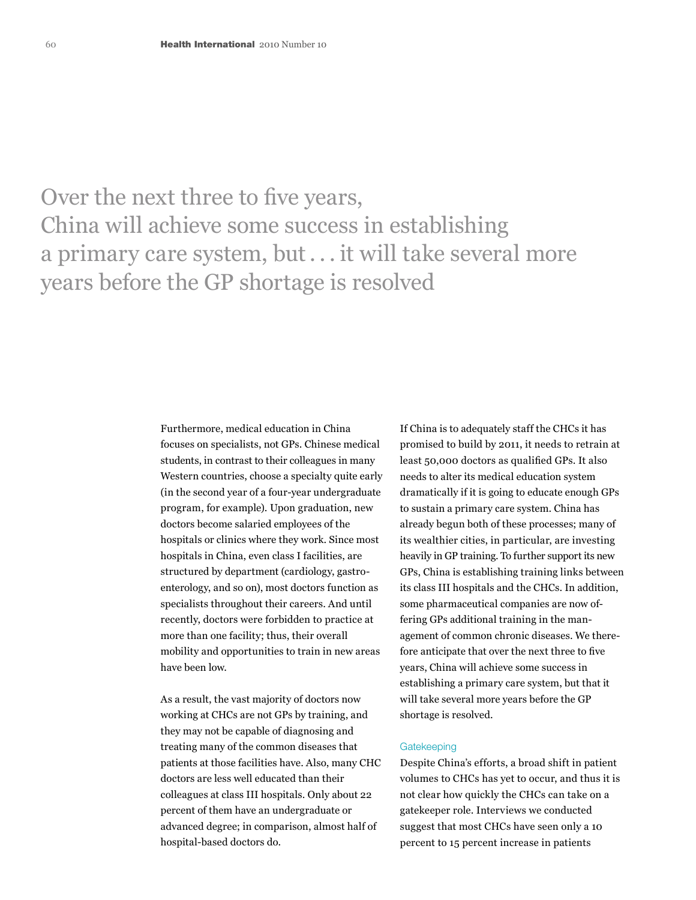> Over the next three to five years, China will achieve some success in establishing a primary care system, but . . . it will take several more years before the GP shortage is resolved

Furthermore, medical education in China focuses on specialists, not GPs. Chinese medical students, in contrast to their colleagues in many Western countries, choose a specialty quite early (in the second year of a four-year undergraduate program, for example). Upon graduation, new doctors become salaried employees of the hospitals or clinics where they work. Since most hospitals in China, even class I facilities, are structured by department (cardiology, gastroenterology, and so on), most doctors function as specialists throughout their careers. And until recently, doctors were forbidden to practice at more than one facility; thus, their overall mobility and opportunities to train in new areas have been low.

As a result, the vast majority of doctors now working at CHCs are not GPs by training, and they may not be capable of diagnosing and treating many of the common diseases that patients at those facilities have. Also, many CHC doctors are less well educated than their colleagues at class III hospitals. Only about 22 percent of them have an undergraduate or advanced degree; in comparison, almost half of hospital-based doctors do.

If China is to adequately staff the CHCs it has promised to build by 2011, it needs to retrain at least 50,000 doctors as qualified GPs. It also needs to alter its medical education system dramatically if it is going to educate enough GPs to sustain a primary care system. China has already begun both of these processes; many of its wealthier cities, in particular, are investing heavily in GP training. To further support its new GPs, China is establishing training links between its class III hospitals and the CHCs. In addition, some pharmaceutical companies are now offering GPs additional training in the management of common chronic diseases. We therefore anticipate that over the next three to five years, China will achieve some success in establishing a primary care system, but that it will take several more years before the GP shortage is resolved.

### Gatekeeping

Despite China's efforts, a broad shift in patient volumes to CHCs has yet to occur, and thus it is not clear how quickly the CHCs can take on a gatekeeper role. Interviews we conducted suggest that most CHCs have seen only a 10 percent to 15 percent increase in patients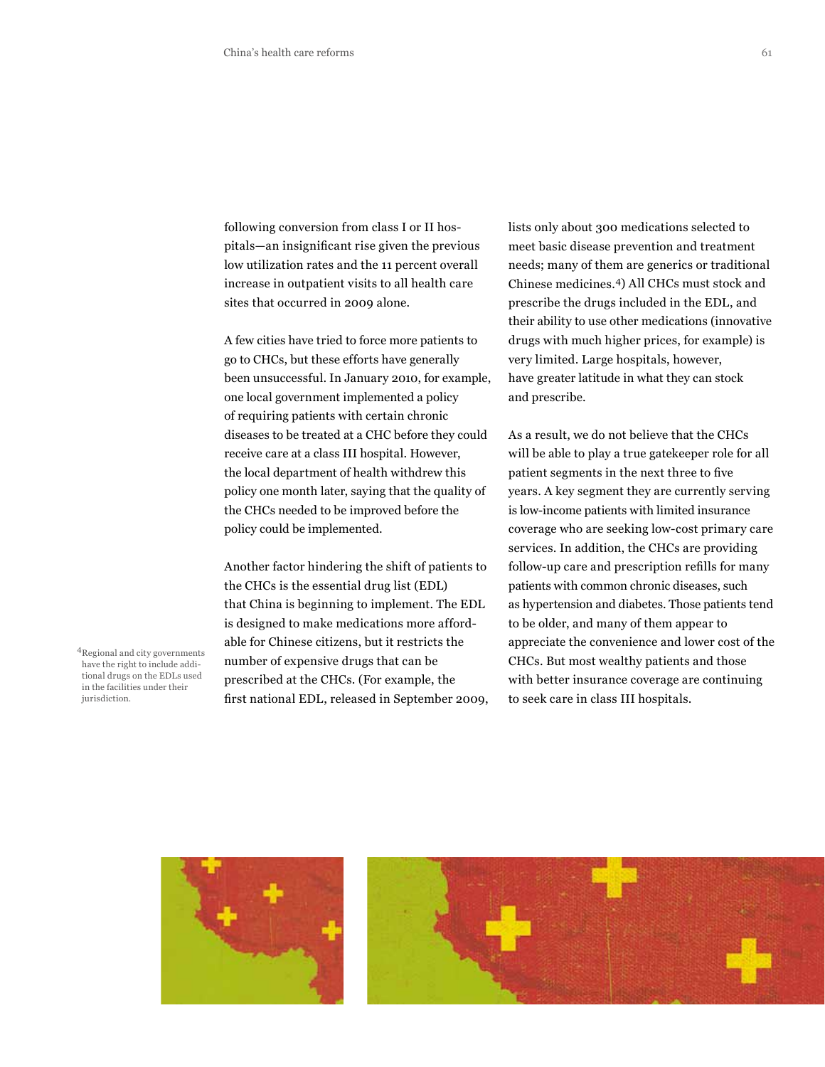following conversion from class I or II hospitals—an insignificant rise given the previous low utilization rates and the 11 percent overall increase in outpatient visits to all health care sites that occurred in 2009 alone.

A few cities have tried to force more patients to go to CHCs, but these efforts have generally been unsuccessful. In January 2010, for example, one local government implemented a policy of requiring patients with certain chronic diseases to be treated at a CHC before they could receive care at a class III hospital. However, the local department of health withdrew this policy one month later, saying that the quality of the CHCs needed to be improved before the policy could be implemented.

Another factor hindering the shift of patients to the CHCs is the essential drug list (EDL) that China is beginning to implement. The EDL is designed to make medications more affordable for Chinese citizens, but it restricts the number of expensive drugs that can be prescribed at the CHCs. (For example, the first national EDL, released in September 2009, lists only about 300 medications selected to meet basic disease prevention and treatment needs; many of them are generics or traditional Chinese medicines.[4]) All CHCs must stock and prescribe the drugs included in the EDL, and their ability to use other medications (innovative drugs with much higher prices, for example) is very limited. Large hospitals, however, have greater latitude in what they can stock and prescribe.

As a result, we do not believe that the CHCs will be able to play a true gatekeeper role for all patient segments in the next three to five years. A key segment they are currently serving is low-income patients with limited insurance coverage who are seeking low-cost primary care services. In addition, the CHCs are providing follow-up care and prescription refills for many patients with common chronic diseases, such as hypertension and diabetes. Those patients tend to be older, and many of them appear to appreciate the convenience and lower cost of the CHCs. But most wealthy patients and those with better insurance coverage are continuing to seek care in class III hospitals.

[4] Regional and city governments have the right to include additional drugs on the EDLs used in the facilities under their jurisdiction.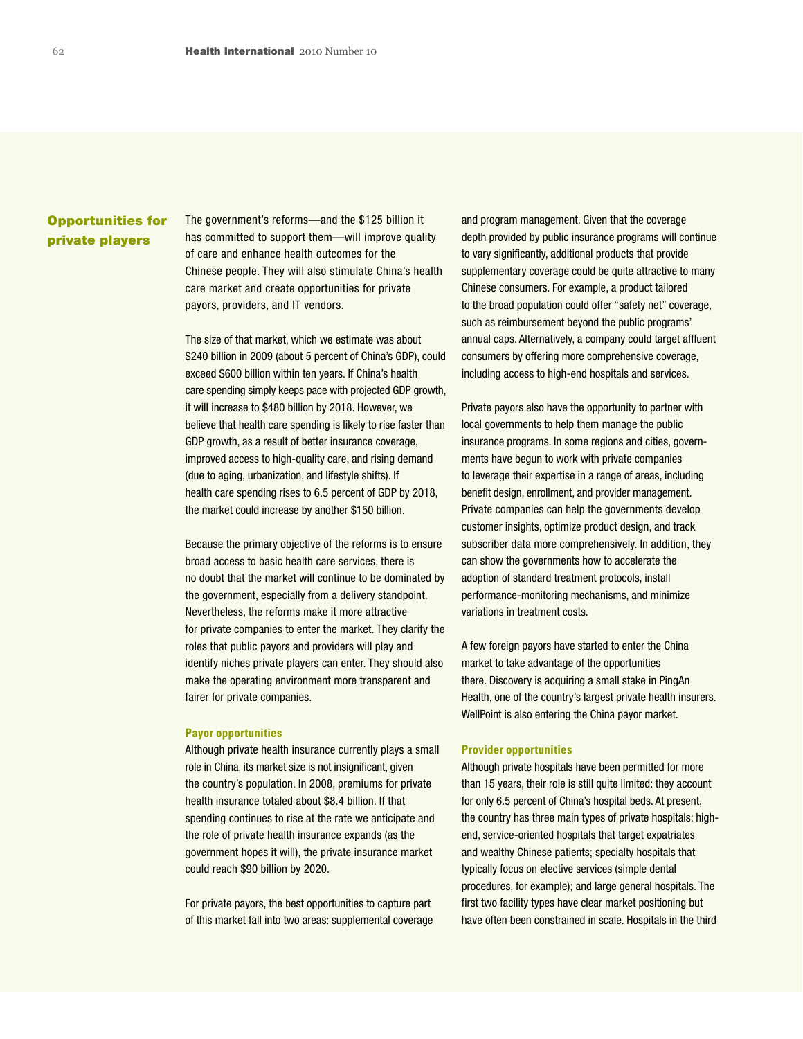## Opportunities for private players

The government's reforms—and the $125 billion it has committed to support them—will improve quality of care and enhance health outcomes for the Chinese people. They will also stimulate China's health care market and create opportunities for private payors, providers, and IT vendors.

The size of that market, which we estimate was about $240 billion in 2009 (about 5 percent of China's GDP), could exceed $600 billion within ten years. If China's health care spending simply keeps pace with projected GDP growth, it will increase to $480 billion by 2018. However, we believe that health care spending is likely to rise faster than GDP growth, as a result of better insurance coverage, improved access to high-quality care, and rising demand (due to aging, urbanization, and lifestyle shifts). If health care spending rises to 6.5 percent of GDP by 2018, the market could increase by another $150 billion.

Because the primary objective of the reforms is to ensure broad access to basic health care services, there is no doubt that the market will continue to be dominated by the government, especially from a delivery standpoint. Nevertheless, the reforms make it more attractive for private companies to enter the market. They clarify the roles that public payors and providers will play and identify niches private players can enter. They should also make the operating environment more transparent and fairer for private companies.

### Payor opportunities

Although private health insurance currently plays a small role in China, its market size is not insignificant, given the country's population. In 2008, premiums for private health insurance totaled about $8.4 billion. If that spending continues to rise at the rate we anticipate and the role of private health insurance expands (as the government hopes it will), the private insurance market could reach $90 billion by 2020.

For private payors, the best opportunities to capture part of this market fall into two areas: supplemental coverage and program management. Given that the coverage depth provided by public insurance programs will continue to vary significantly, additional products that provide supplementary coverage could be quite attractive to many Chinese consumers. For example, a product tailored to the broad population could offer "safety net" coverage, such as reimbursement beyond the public programs' annual caps. Alternatively, a company could target affluent consumers by offering more comprehensive coverage, including access to high-end hospitals and services.

Private payors also have the opportunity to partner with local governments to help them manage the public insurance programs. In some regions and cities, governments have begun to work with private companies to leverage their expertise in a range of areas, including benefit design, enrollment, and provider management. Private companies can help the governments develop customer insights, optimize product design, and track subscriber data more comprehensively. In addition, they can show the governments how to accelerate the adoption of standard treatment protocols, install performance-monitoring mechanisms, and minimize variations in treatment costs.

A few foreign payors have started to enter the China market to take advantage of the opportunities there. Discovery is acquiring a small stake in PingAn Health, one of the country's largest private health insurers. WellPoint is also entering the China payor market.

### Provider opportunities

Although private hospitals have been permitted for more than 15 years, their role is still quite limited: they account for only 6.5 percent of China's hospital beds. At present, the country has three main types of private hospitals: high-end, service-oriented hospitals that target expatriates and wealthy Chinese patients; specialty hospitals that typically focus on elective services (simple dental procedures, for example); and large general hospitals. The first two facility types have clear market positioning but have often been constrained in scale. Hospitals in the third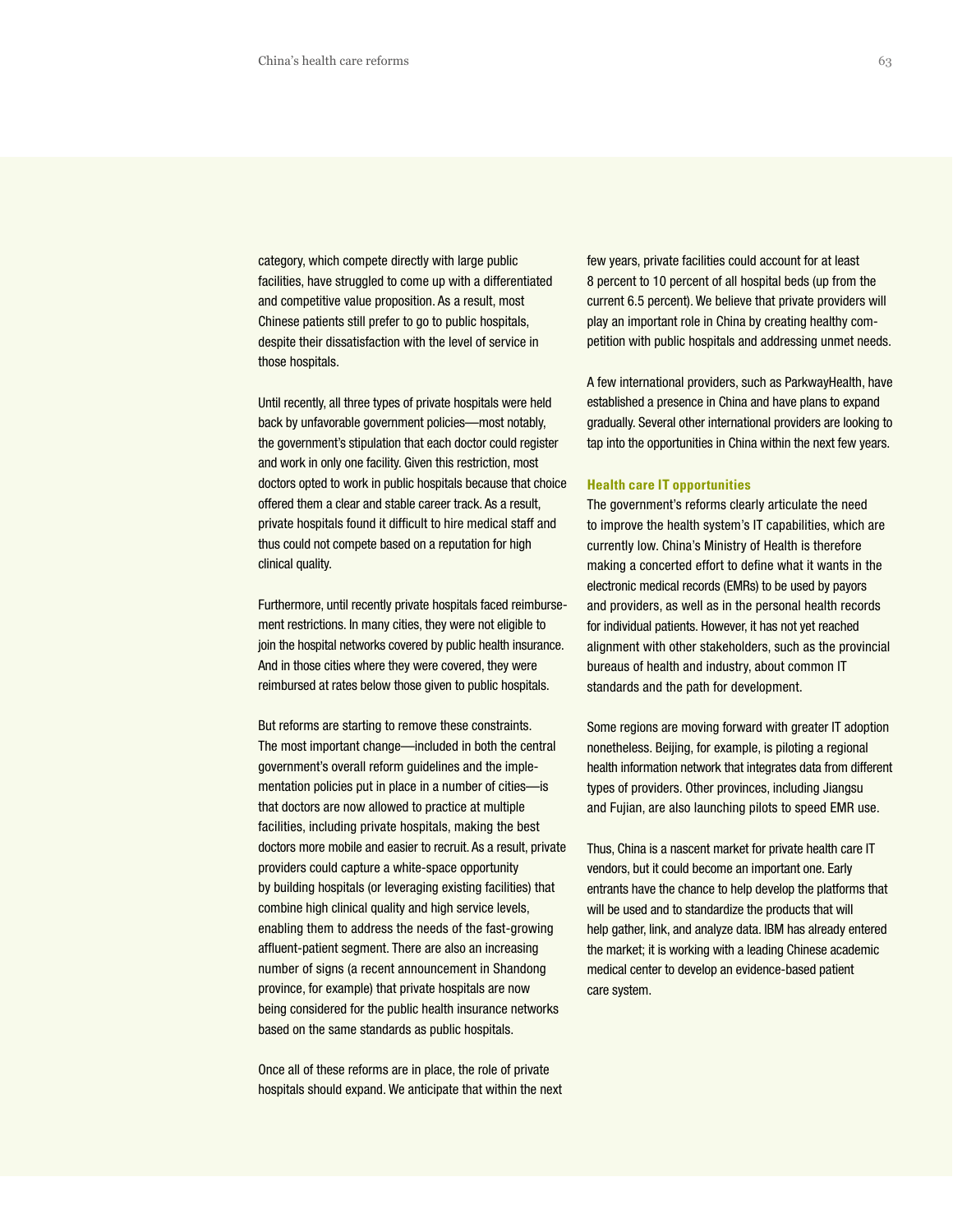category, which compete directly with large public facilities, have struggled to come up with a differentiated and competitive value proposition. As a result, most Chinese patients still prefer to go to public hospitals, despite their dissatisfaction with the level of service in those hospitals.

Until recently, all three types of private hospitals were held back by unfavorable government policies—most notably, the government's stipulation that each doctor could register and work in only one facility. Given this restriction, most doctors opted to work in public hospitals because that choice offered them a clear and stable career track. As a result, private hospitals found it difficult to hire medical staff and thus could not compete based on a reputation for high clinical quality.

Furthermore, until recently private hospitals faced reimbursement restrictions. In many cities, they were not eligible to join the hospital networks covered by public health insurance. And in those cities where they were covered, they were reimbursed at rates below those given to public hospitals.

But reforms are starting to remove these constraints. The most important change—included in both the central government's overall reform guidelines and the implementation policies put in place in a number of cities—is that doctors are now allowed to practice at multiple facilities, including private hospitals, making the best doctors more mobile and easier to recruit. As a result, private providers could capture a white-space opportunity by building hospitals (or leveraging existing facilities) that combine high clinical quality and high service levels, enabling them to address the needs of the fast-growing affluent-patient segment. There are also an increasing number of signs (a recent announcement in Shandong province, for example) that private hospitals are now being considered for the public health insurance networks based on the same standards as public hospitals.

Once all of these reforms are in place, the role of private hospitals should expand. We anticipate that within the next few years, private facilities could account for at least 8 percent to 10 percent of all hospital beds (up from the current 6.5 percent). We believe that private providers will play an important role in China by creating healthy competition with public hospitals and addressing unmet needs.

A few international providers, such as ParkwayHealth, have established a presence in China and have plans to expand gradually. Several other international providers are looking to tap into the opportunities in China within the next few years.

### Health care IT opportunities

The government's reforms clearly articulate the need to improve the health system's IT capabilities, which are currently low. China's Ministry of Health is therefore making a concerted effort to define what it wants in the electronic medical records (EMRs) to be used by payors and providers, as well as in the personal health records for individual patients. However, it has not yet reached alignment with other stakeholders, such as the provincial bureaus of health and industry, about common IT standards and the path for development.

Some regions are moving forward with greater IT adoption nonetheless. Beijing, for example, is piloting a regional health information network that integrates data from different types of providers. Other provinces, including Jiangsu and Fujian, are also launching pilots to speed EMR use.

Thus, China is a nascent market for private health care IT vendors, but it could become an important one. Early entrants have the chance to help develop the platforms that will be used and to standardize the products that will help gather, link, and analyze data. IBM has already entered the market; it is working with a leading Chinese academic medical center to develop an evidence-based patient care system.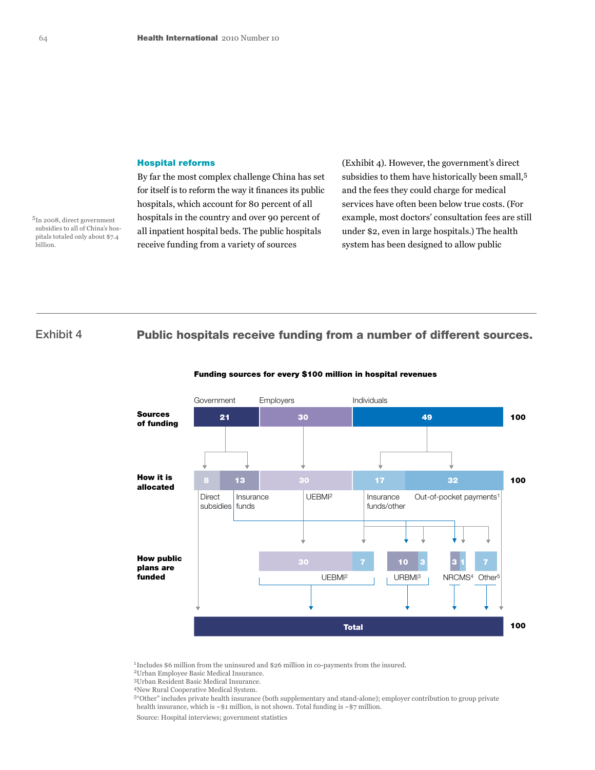## Hospital reforms

By far the most complex challenge China has set for itself is to reform the way it finances its public hospitals, which account for 80 percent of all hospitals in the country and over 90 percent of all inpatient hospital beds. The public hospitals receive funding from a variety of sources (Exhibit 4). However, the government's direct subsidies to them have historically been small,[5] and the fees they could charge for medical services have often been below true costs. (For example, most doctors' consultation fees are still under $2, even in large hospitals.) The health system has been designed to allow public

[5] In 2008, direct government subsidies to all of China's hospitals totaled only about $7.4 billion.

---

Exhibit 4

### Public hospitals receive funding from a number of different sources.

**Funding sources for every $100 million in hospital revenues**

**Sources of funding**

| Government | Employers | Individuals | |
|---|---|---|---|
| 21 | 30 | 49 | 100 |

**How it is allocated**

| Direct subsidies | Insurance funds | UEBMI[2] | Insurance funds/other | Out-of-pocket payments[1] | |
|---|---|---|---|---|---|
| 8 | 13 | 30 | 17 | 32 | 100 |

**How public plans are funded**

| UEBMI[2] | URBMI[3] | NRCMS[4] | Other[5] |
|---|---|---|---|
| 30 + 7 | 10 + 3 | 3 + 1 | 7 |

**Total** 100

[1] Includes $6 million from the uninsured and $26 million in co-payments from the insured.
[2] Urban Employee Basic Medical Insurance.
[3] Urban Resident Basic Medical Insurance.
[4] New Rural Cooperative Medical System.
[5] "Other" includes private health insurance (both supplementary and stand-alone); employer contribution to group private health insurance, which is ~$1 million, is not shown. Total funding is ~$7 million.

Source: Hospital interviews; government statistics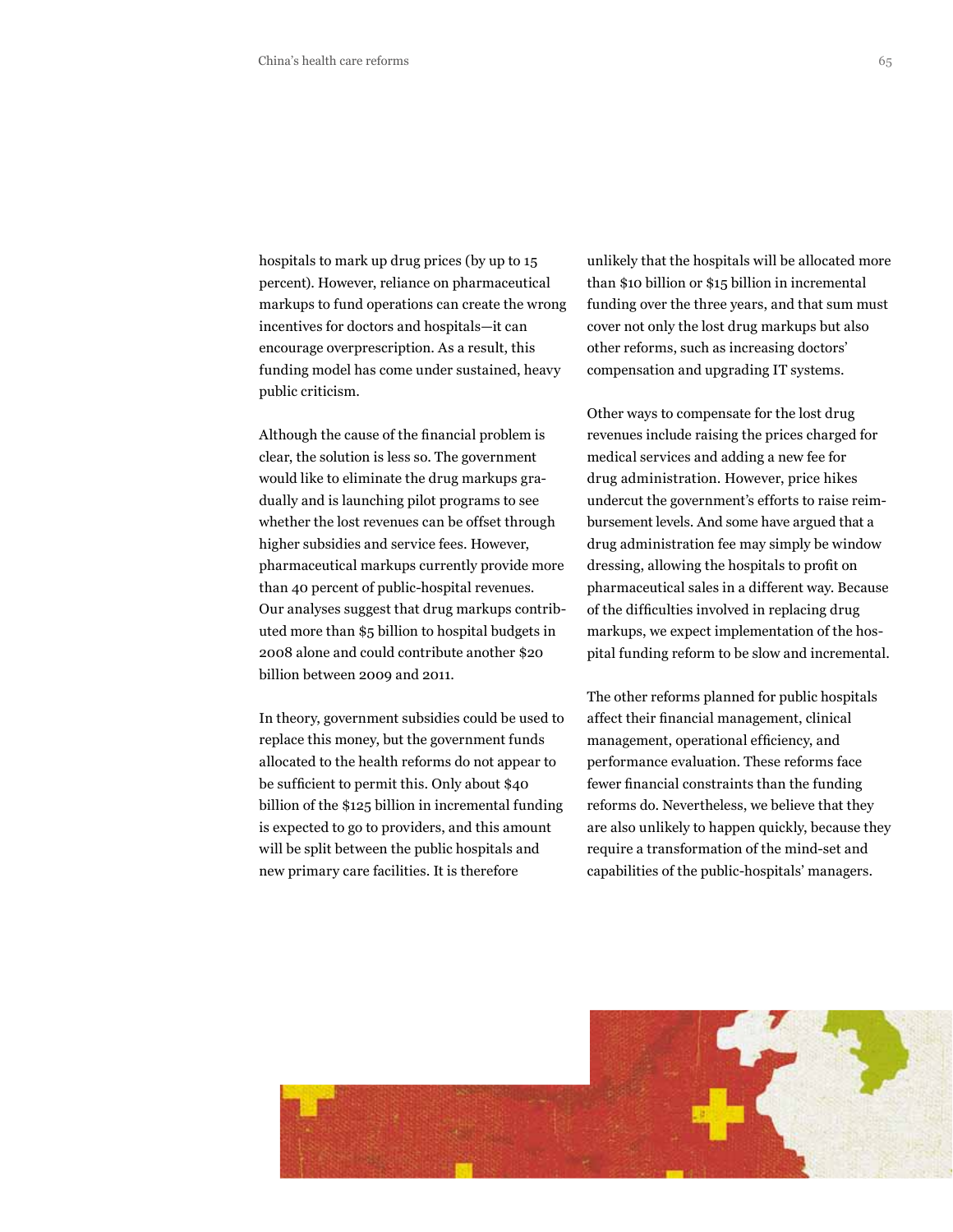hospitals to mark up drug prices (by up to 15 percent). However, reliance on pharmaceutical markups to fund operations can create the wrong incentives for doctors and hospitals—it can encourage overprescription. As a result, this funding model has come under sustained, heavy public criticism.

Although the cause of the financial problem is clear, the solution is less so. The government would like to eliminate the drug markups gradually and is launching pilot programs to see whether the lost revenues can be offset through higher subsidies and service fees. However, pharmaceutical markups currently provide more than 40 percent of public-hospital revenues. Our analyses suggest that drug markups contributed more than $5 billion to hospital budgets in 2008 alone and could contribute another $20 billion between 2009 and 2011.

In theory, government subsidies could be used to replace this money, but the government funds allocated to the health reforms do not appear to be sufficient to permit this. Only about $40 billion of the $125 billion in incremental funding is expected to go to providers, and this amount will be split between the public hospitals and new primary care facilities. It is therefore unlikely that the hospitals will be allocated more than $10 billion or $15 billion in incremental funding over the three years, and that sum must cover not only the lost drug markups but also other reforms, such as increasing doctors' compensation and upgrading IT systems.

Other ways to compensate for the lost drug revenues include raising the prices charged for medical services and adding a new fee for drug administration. However, price hikes undercut the government's efforts to raise reimbursement levels. And some have argued that a drug administration fee may simply be window dressing, allowing the hospitals to profit on pharmaceutical sales in a different way. Because of the difficulties involved in replacing drug markups, we expect implementation of the hospital funding reform to be slow and incremental.

The other reforms planned for public hospitals affect their financial management, clinical management, operational efficiency, and performance evaluation. These reforms face fewer financial constraints than the funding reforms do. Nevertheless, we believe that they are also unlikely to happen quickly, because they require a transformation of the mind-set and capabilities of the public-hospitals' managers.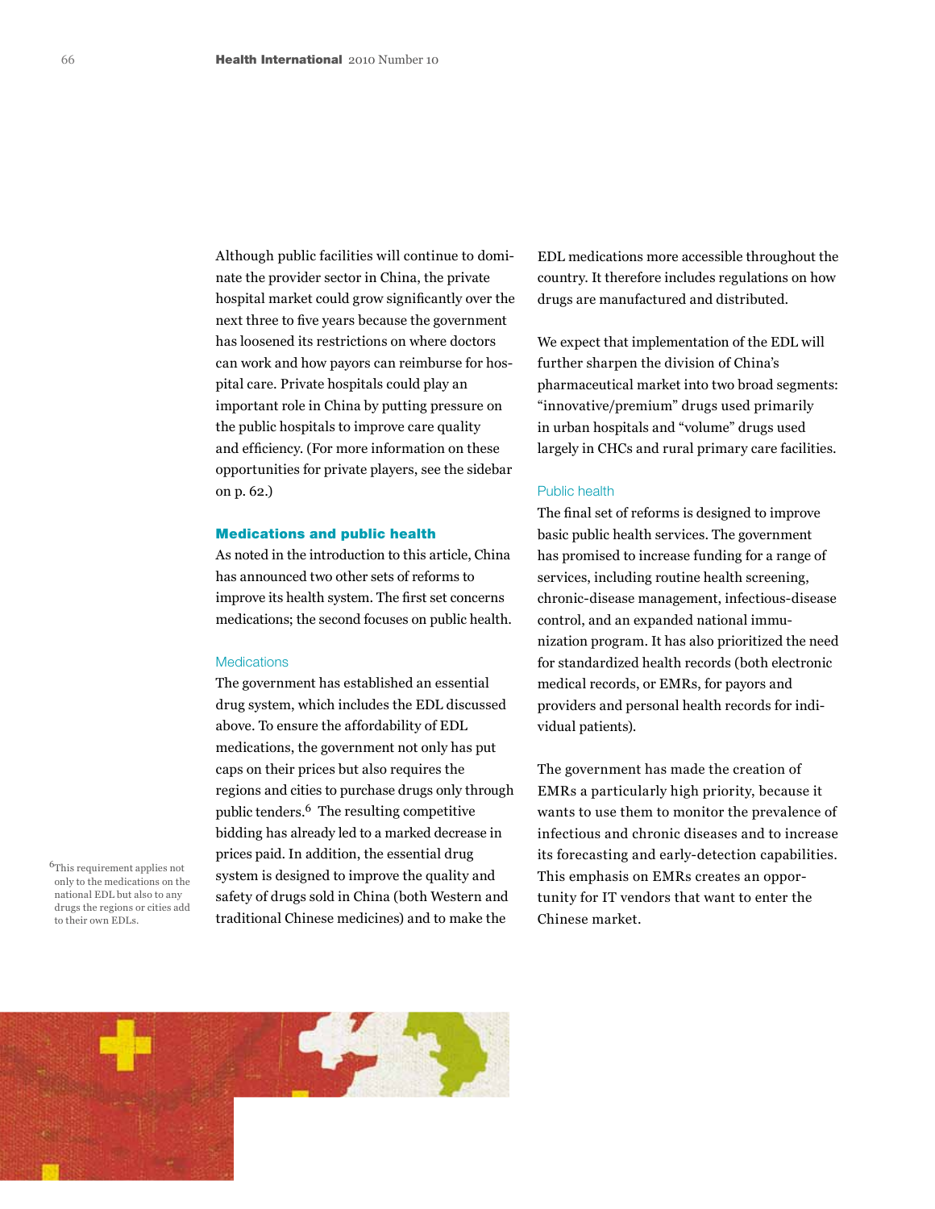Although public facilities will continue to dominate the provider sector in China, the private hospital market could grow significantly over the next three to five years because the government has loosened its restrictions on where doctors can work and how payors can reimburse for hospital care. Private hospitals could play an important role in China by putting pressure on the public hospitals to improve care quality and efficiency. (For more information on these opportunities for private players, see the sidebar on p. 62.)

## Medications and public health

As noted in the introduction to this article, China has announced two other sets of reforms to improve its health system. The first set concerns medications; the second focuses on public health.

### Medications

The government has established an essential drug system, which includes the EDL discussed above. To ensure the affordability of EDL medications, the government not only has put caps on their prices but also requires the regions and cities to purchase drugs only through public tenders.[6] The resulting competitive bidding has already led to a marked decrease in prices paid. In addition, the essential drug system is designed to improve the quality and safety of drugs sold in China (both Western and traditional Chinese medicines) and to make the EDL medications more accessible throughout the country. It therefore includes regulations on how drugs are manufactured and distributed.

We expect that implementation of the EDL will further sharpen the division of China's pharmaceutical market into two broad segments: "innovative/premium" drugs used primarily in urban hospitals and "volume" drugs used largely in CHCs and rural primary care facilities.

### Public health

The final set of reforms is designed to improve basic public health services. The government has promised to increase funding for a range of services, including routine health screening, chronic-disease management, infectious-disease control, and an expanded national immunization program. It has also prioritized the need for standardized health records (both electronic medical records, or EMRs, for payors and providers and personal health records for individual patients).

The government has made the creation of EMRs a particularly high priority, because it wants to use them to monitor the prevalence of infectious and chronic diseases and to increase its forecasting and early-detection capabilities. This emphasis on EMRs creates an opportunity for IT vendors that want to enter the Chinese market.

[6] This requirement applies not only to the medications on the national EDL but also to any drugs the regions or cities add to their own EDLs.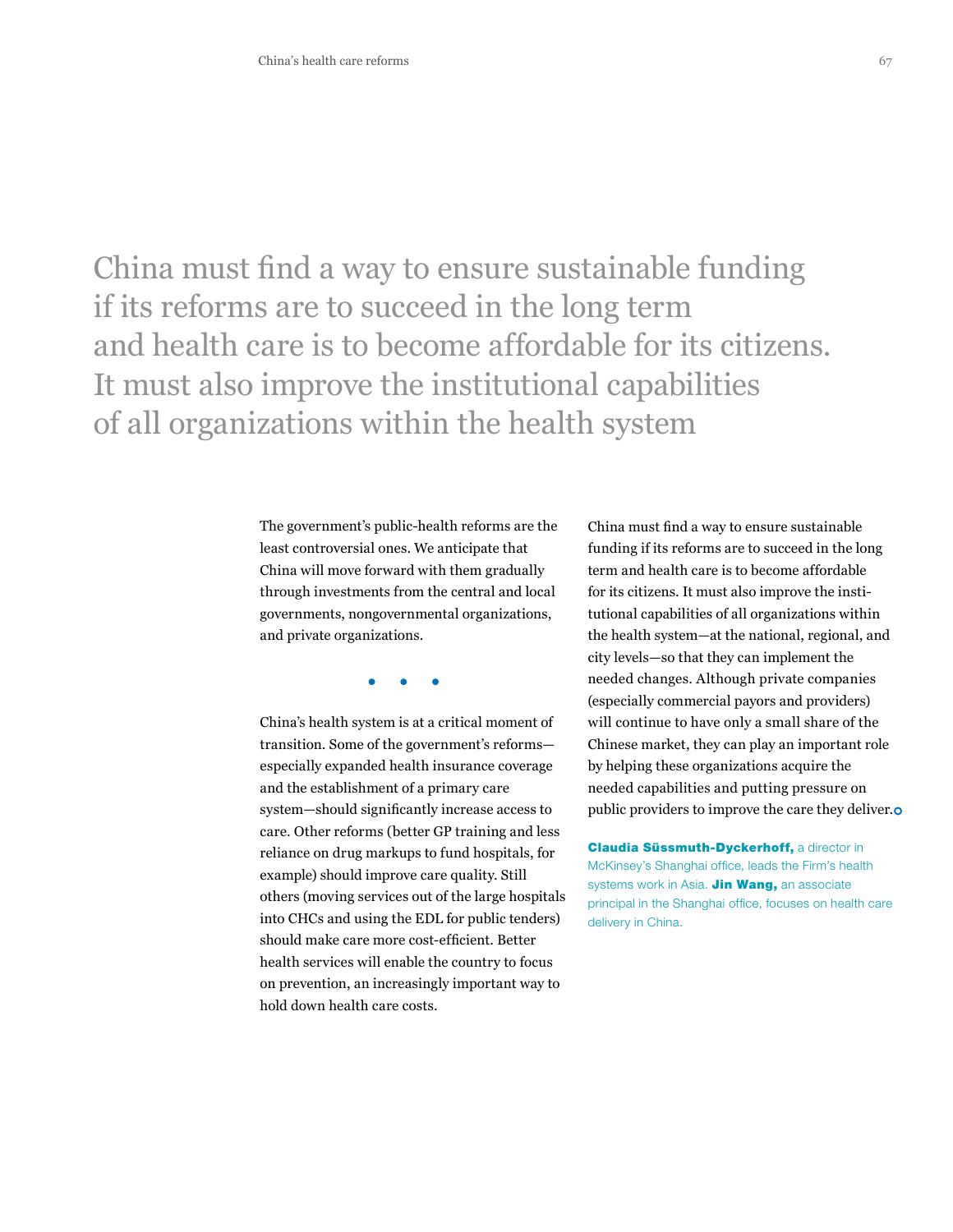China must find a way to ensure sustainable funding if its reforms are to succeed in the long term and health care is to become affordable for its citizens. It must also improve the institutional capabilities of all organizations within the health system

The government's public-health reforms are the least controversial ones. We anticipate that China will move forward with them gradually through investments from the central and local governments, nongovernmental organizations, and private organizations.

• • •

China's health system is at a critical moment of transition. Some of the government's reforms—especially expanded health insurance coverage and the establishment of a primary care system—should significantly increase access to care. Other reforms (better GP training and less reliance on drug markups to fund hospitals, for example) should improve care quality. Still others (moving services out of the large hospitals into CHCs and using the EDL for public tenders) should make care more cost-efficient. Better health services will enable the country to focus on prevention, an increasingly important way to hold down health care costs.

China must find a way to ensure sustainable funding if its reforms are to succeed in the long term and health care is to become affordable for its citizens. It must also improve the institutional capabilities of all organizations within the health system—at the national, regional, and city levels—so that they can implement the needed changes. Although private companies (especially commercial payors and providers) will continue to have only a small share of the Chinese market, they can play an important role by helping these organizations acquire the needed capabilities and putting pressure on public providers to improve the care they deliver.

**Claudia Süssmuth-Dyckerhoff,** a director in McKinsey's Shanghai office, leads the Firm's health systems work in Asia. **Jin Wang,** an associate principal in the Shanghai office, focuses on health care delivery in China.